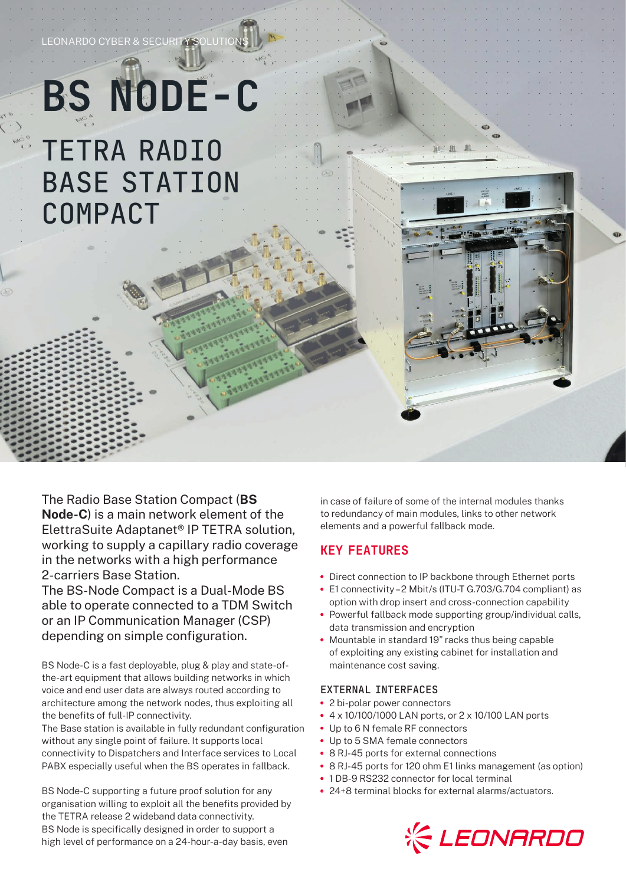LEONARDO CYBER & SECURITY SOLUTIONS

# BS NODE-C

## TETRA RADIO BASE STATION COMPACT

The Radio Base Station Compact (**BS Node-C**) is a main network element of the ElettraSuite Adaptanet® IP TETRA solution, working to supply a capillary radio coverage in the networks with a high performance 2-carriers Base Station.
The BS-Node Compact is a Dual-Mode BS able to operate connected to a TDM Switch or an IP Communication Manager (CSP) depending on simple configuration.

BS Node-C is a fast deployable, plug & play and state-of-the-art equipment that allows building networks in which voice and end user data are always routed according to architecture among the network nodes, thus exploiting all the benefits of full-IP connectivity.
The Base station is available in fully redundant configuration without any single point of failure. It supports local connectivity to Dispatchers and Interface services to Local PABX especially useful when the BS operates in fallback.

BS Node-C supporting a future proof solution for any organisation willing to exploit all the benefits provided by the TETRA release 2 wideband data connectivity.
BS Node is specifically designed in order to support a high level of performance on a 24-hour-a-day basis, even in case of failure of some of the internal modules thanks to redundancy of main modules, links to other network elements and a powerful fallback mode.

## KEY FEATURES

- Direct connection to IP backbone through Ethernet ports
- E1 connectivity – 2 Mbit/s (ITU-T G.703/G.704 compliant) as option with drop insert and cross-connection capability
- Powerful fallback mode supporting group/individual calls, data transmission and encryption
- Mountable in standard 19" racks thus being capable of exploiting any existing cabinet for installation and maintenance cost saving.

### EXTERNAL INTERFACES

- 2 bi-polar power connectors
- 4 x 10/100/1000 LAN ports, or 2 x 10/100 LAN ports
- Up to 6 N female RF connectors
- Up to 5 SMA female connectors
- 8 RJ-45 ports for external connections
- 8 RJ-45 ports for 120 ohm E1 links management (as option)
- 1 DB-9 RS232 connector for local terminal
- 24+8 terminal blocks for external alarms/actuators.

LEONARDO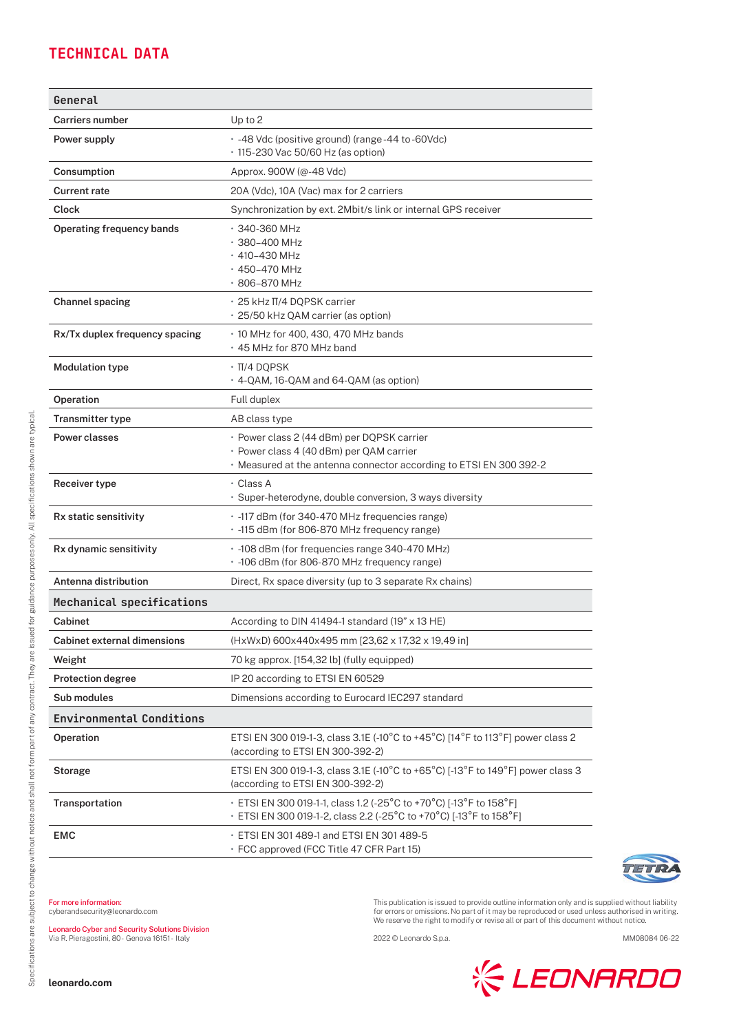## TECHNICAL DATA

| | |
|---|---|
| **General** | |
| Carriers number | Up to 2 |
| Power supply | • -48 Vdc (positive ground) (range -44 to -60Vdc)<br>• 115-230 Vac 50/60 Hz (as option) |
| Consumption | Approx. 900W (@-48 Vdc) |
| Current rate | 20A (Vdc), 10A (Vac) max for 2 carriers |
| Clock | Synchronization by ext. 2Mbit/s link or internal GPS receiver |
| Operating frequency bands | • 340-360 MHz<br>• 380–400 MHz<br>• 410–430 MHz<br>• 450–470 MHz<br>• 806–870 MHz |
| Channel spacing | • 25 kHz Π/4 DQPSK carrier<br>• 25/50 kHz QAM carrier (as option) |
| Rx/Tx duplex frequency spacing | • 10 MHz for 400, 430, 470 MHz bands<br>• 45 MHz for 870 MHz band |
| Modulation type | • Π/4 DQPSK<br>• 4-QAM, 16-QAM and 64-QAM (as option) |
| Operation | Full duplex |
| Transmitter type | AB class type |
| Power classes | • Power class 2 (44 dBm) per DQPSK carrier<br>• Power class 4 (40 dBm) per QAM carrier<br>• Measured at the antenna connector according to ETSI EN 300 392-2 |
| Receiver type | • Class A<br>• Super-heterodyne, double conversion, 3 ways diversity |
| Rx static sensitivity | • -117 dBm (for 340-470 MHz frequencies range)<br>• -115 dBm (for 806-870 MHz frequency range) |
| Rx dynamic sensitivity | • -108 dBm (for frequencies range 340-470 MHz)<br>• -106 dBm (for 806-870 MHz frequency range) |
| Antenna distribution | Direct, Rx space diversity (up to 3 separate Rx chains) |
| **Mechanical specifications** | |
| Cabinet | According to DIN 41494-1 standard (19" x 13 HE) |
| Cabinet external dimensions | (HxWxD) 600x440x495 mm [23,62 x 17,32 x 19,49 in] |
| Weight | 70 kg approx. [154,32 lb] (fully equipped) |
| Protection degree | IP 20 according to ETSI EN 60529 |
| Sub modules | Dimensions according to Eurocard IEC297 standard |
| **Environmental Conditions** | |
| Operation | ETSI EN 300 019-1-3, class 3.1E (-10°C to +45°C) [14°F to 113°F] power class 2 (according to ETSI EN 300-392-2) |
| Storage | ETSI EN 300 019-1-3, class 3.1E (-10°C to +65°C) [-13°F to 149°F] power class 3 (according to ETSI EN 300-392-2) |
| Transportation | • ETSI EN 300 019-1-1, class 1.2 (-25°C to +70°C) [-13°F to 158°F]<br>• ETSI EN 300 019-1-2, class 2.2 (-25°C to +70°C) [-13°F to 158°F] |
| EMC | • ETSI EN 301 489-1 and ETSI EN 301 489-5<br>• FCC approved (FCC Title 47 CFR Part 15) |

Specifications are subject to change without notice and shall not form part of any contract. They are issued for guidance purposes only. All specifications shown are typical.

For more information:
cyberandsecurity@leonardo.com

Leonardo Cyber and Security Solutions Division
Via R. Pieragostini, 80 - Genova 16151 - Italy

This publication is issued to provide outline information only and is supplied without liability for errors or omissions. No part of it may be reproduced or used unless authorised in writing. We reserve the right to modify or revise all or part of this document without notice.

2022 © Leonardo S.p.a.

MM08084 06-22

leonardo.com